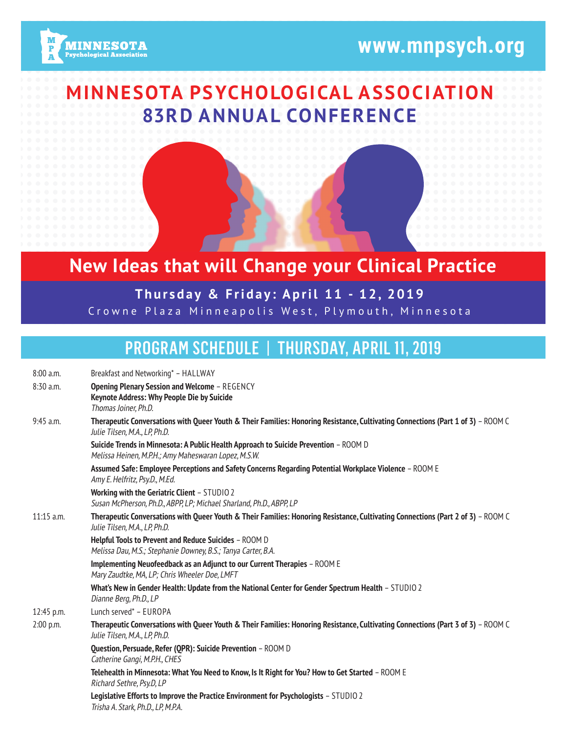MINNESOTA Psychological Association

www.mnpsych.org

# MINNESOTA PSYCHOLOGICAL ASSOCIATION
# 83RD ANNUAL CONFERENCE

## New Ideas that will Change your Clinical Practice

**Thursday & Friday: April 11 - 12, 2019**

Crowne Plaza Minneapolis West, Plymouth, Minnesota

## PROGRAM SCHEDULE | THURSDAY, APRIL 11, 2019

8:00 a.m. Breakfast and Networking* – HALLWAY

8:30 a.m. **Opening Plenary Session and Welcome** – REGENCY
**Keynote Address: Why People Die by Suicide**
*Thomas Joiner, Ph.D.*

9:45 a.m.

- **Therapeutic Conversations with Queer Youth & Their Families: Honoring Resistance, Cultivating Connections (Part 1 of 3)** – ROOM C
  *Julie Tilsen, M.A., LP, Ph.D.*
- **Suicide Trends in Minnesota: A Public Health Approach to Suicide Prevention** – ROOM D
  *Melissa Heinen, M.P.H.; Amy Maheswaran Lopez, M.S.W.*
- **Assumed Safe: Employee Perceptions and Safety Concerns Regarding Potential Workplace Violence** – ROOM E
  *Amy E. Helfritz, Psy.D., M.Ed.*
- **Working with the Geriatric Client** – STUDIO 2
  *Susan McPherson, Ph.D., ABPP, LP; Michael Sharland, Ph.D., ABPP, LP*

11:15 a.m.

- **Therapeutic Conversations with Queer Youth & Their Families: Honoring Resistance, Cultivating Connections (Part 2 of 3)** – ROOM C
  *Julie Tilsen, M.A., LP, Ph.D.*
- **Helpful Tools to Prevent and Reduce Suicides** – ROOM D
  *Melissa Dau, M.S.; Stephanie Downey, B.S.; Tanya Carter, B.A.*
- **Implementing Neuofeedback as an Adjunct to our Current Therapies** – ROOM E
  *Mary Zaudtke, MA, LP; Chris Wheeler Doe, LMFT*
- **What's New in Gender Health: Update from the National Center for Gender Spectrum Health** – STUDIO 2
  *Dianne Berg, Ph.D., LP*

12:45 p.m. Lunch served* – EUROPA

2:00 p.m.

- **Therapeutic Conversations with Queer Youth & Their Families: Honoring Resistance, Cultivating Connections (Part 3 of 3)** – ROOM C
  *Julie Tilsen, M.A., LP, Ph.D.*
- **Question, Persuade, Refer (QPR): Suicide Prevention** – ROOM D
  *Catherine Gangi, M.P.H., CHES*
- **Telehealth in Minnesota: What You Need to Know, Is It Right for You? How to Get Started** – ROOM E
  *Richard Sethre, Psy.D, LP*
- **Legislative Efforts to Improve the Practice Environment for Psychologists** – STUDIO 2
  *Trisha A. Stark, Ph.D., LP, M.P.A.*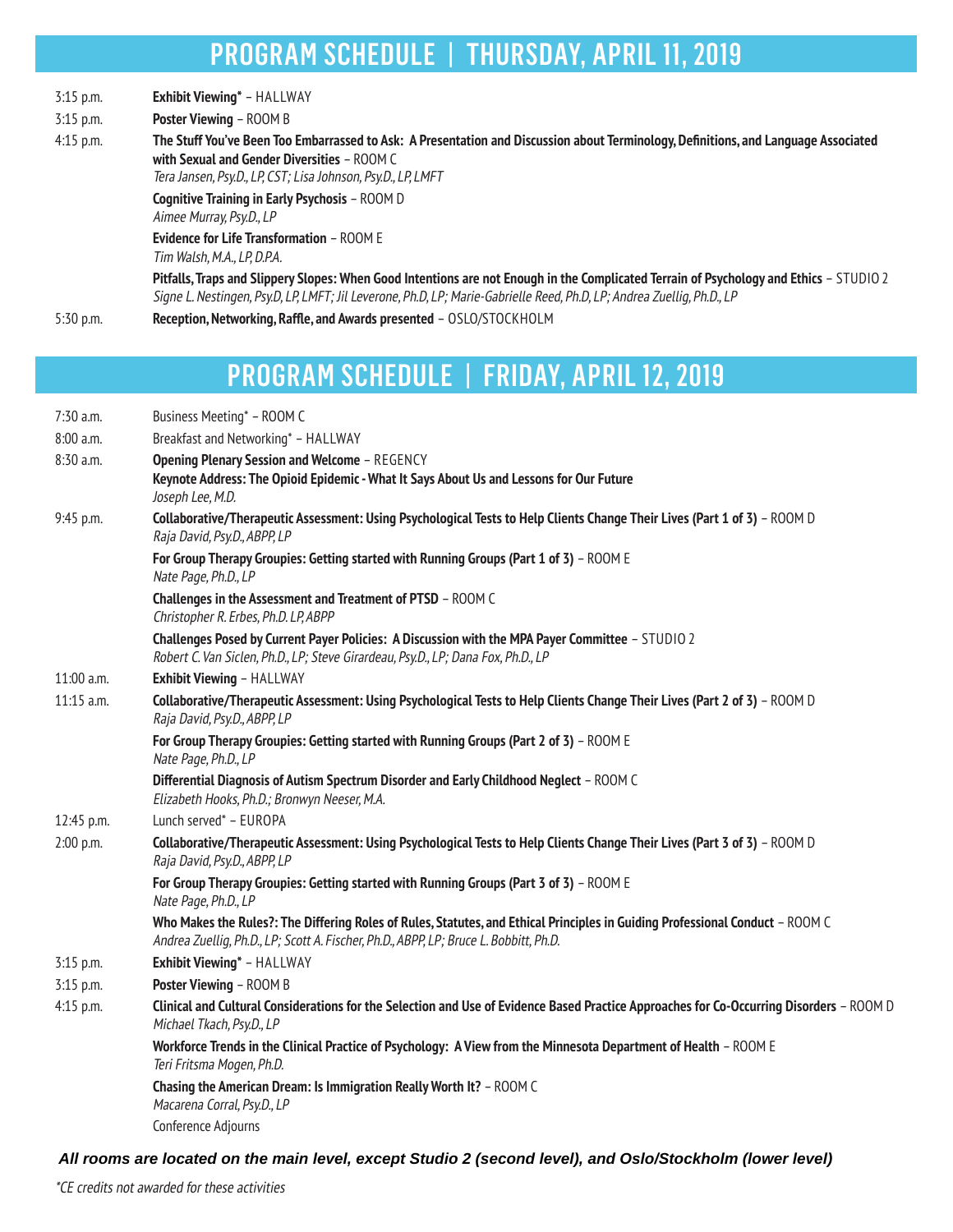## PROGRAM SCHEDULE | THURSDAY, APRIL 11, 2019

3:15 p.m. **Exhibit Viewing*** – HALLWAY

3:15 p.m. **Poster Viewing** – ROOM B

4:15 p.m. **The Stuff You've Been Too Embarrassed to Ask: A Presentation and Discussion about Terminology, Definitions, and Language Associated with Sexual and Gender Diversities** – ROOM C
*Tera Jansen, Psy.D., LP, CST; Lisa Johnson, Psy.D., LP, LMFT*

**Cognitive Training in Early Psychosis** – ROOM D
*Aimee Murray, Psy.D., LP*

**Evidence for Life Transformation** – ROOM E
*Tim Walsh, M.A., LP, D.P.A.*

**Pitfalls, Traps and Slippery Slopes: When Good Intentions are not Enough in the Complicated Terrain of Psychology and Ethics** – STUDIO 2
*Signe L. Nestingen, Psy.D, LP, LMFT; Jil Leverone, Ph.D, LP; Marie-Gabrielle Reed, Ph.D, LP; Andrea Zuellig, Ph.D., LP*

5:30 p.m. **Reception, Networking, Raffle, and Awards presented** – OSLO/STOCKHOLM

## PROGRAM SCHEDULE | FRIDAY, APRIL 12, 2019

7:30 a.m. Business Meeting* – ROOM C

8:00 a.m. Breakfast and Networking* – HALLWAY

8:30 a.m. **Opening Plenary Session and Welcome** – REGENCY
**Keynote Address: The Opioid Epidemic - What It Says About Us and Lessons for Our Future**
*Joseph Lee, M.D.*

9:45 p.m. **Collaborative/Therapeutic Assessment: Using Psychological Tests to Help Clients Change Their Lives (Part 1 of 3)** – ROOM D
*Raja David, Psy.D., ABPP, LP*

**For Group Therapy Groupies: Getting started with Running Groups (Part 1 of 3)** – ROOM E
*Nate Page, Ph.D., LP*

**Challenges in the Assessment and Treatment of PTSD** – ROOM C
*Christopher R. Erbes, Ph.D. LP, ABPP*

**Challenges Posed by Current Payer Policies: A Discussion with the MPA Payer Committee** – STUDIO 2
*Robert C. Van Siclen, Ph.D., LP; Steve Girardeau, Psy.D., LP; Dana Fox, Ph.D., LP*

11:00 a.m. **Exhibit Viewing** – HALLWAY

11:15 a.m. **Collaborative/Therapeutic Assessment: Using Psychological Tests to Help Clients Change Their Lives (Part 2 of 3)** – ROOM D
*Raja David, Psy.D., ABPP, LP*

**For Group Therapy Groupies: Getting started with Running Groups (Part 2 of 3)** – ROOM E
*Nate Page, Ph.D., LP*

**Differential Diagnosis of Autism Spectrum Disorder and Early Childhood Neglect** – ROOM C
*Elizabeth Hooks, Ph.D.; Bronwyn Neeser, M.A.*

12:45 p.m. Lunch served* – EUROPA

2:00 p.m. **Collaborative/Therapeutic Assessment: Using Psychological Tests to Help Clients Change Their Lives (Part 3 of 3)** – ROOM D
*Raja David, Psy.D., ABPP, LP*

**For Group Therapy Groupies: Getting started with Running Groups (Part 3 of 3)** – ROOM E
*Nate Page, Ph.D., LP*

**Who Makes the Rules?: The Differing Roles of Rules, Statutes, and Ethical Principles in Guiding Professional Conduct** – ROOM C
*Andrea Zuellig, Ph.D., LP; Scott A. Fischer, Ph.D., ABPP, LP; Bruce L. Bobbitt, Ph.D.*

3:15 p.m. **Exhibit Viewing*** – HALLWAY

3:15 p.m. **Poster Viewing** – ROOM B

4:15 p.m. **Clinical and Cultural Considerations for the Selection and Use of Evidence Based Practice Approaches for Co-Occurring Disorders** – ROOM D
*Michael Tkach, Psy.D., LP*

**Workforce Trends in the Clinical Practice of Psychology: A View from the Minnesota Department of Health** – ROOM E
*Teri Fritsma Mogen, Ph.D.*

**Chasing the American Dream: Is Immigration Really Worth It?** – ROOM C
*Macarena Corral, Psy.D., LP*

Conference Adjourns

***All rooms are located on the main level, except Studio 2 (second level), and Oslo/Stockholm (lower level)***

*\*CE credits not awarded for these activities*